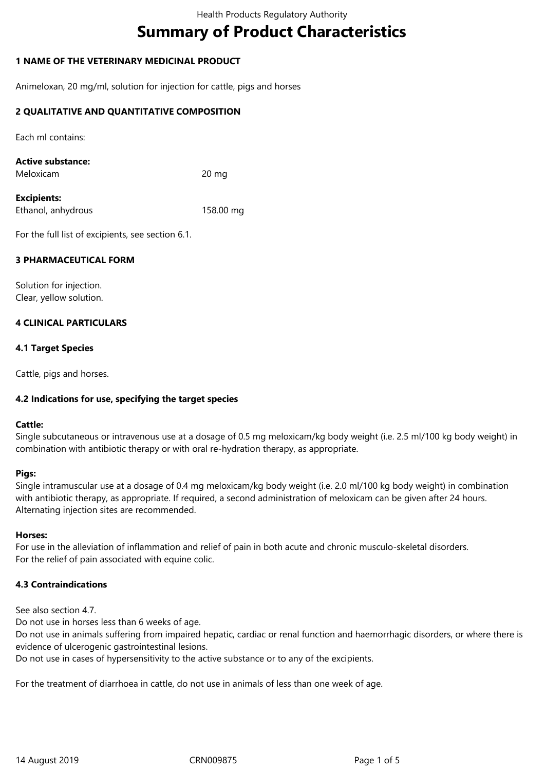# Summary of Product Characteristics

## 1 NAME OF THE VETERINARY MEDICINAL PRODUCT

Animeloxan, 20 mg/ml, solution for injection for cattle, pigs and horses

## 2 QUALITATIVE AND QUANTITATIVE COMPOSITION

Each ml contains:

| | |
|---|---|
| **Active substance:** | |
| Meloxicam | 20 mg |
| **Excipients:** | |
| Ethanol, anhydrous | 158.00 mg |

For the full list of excipients, see section 6.1.

## 3 PHARMACEUTICAL FORM

Solution for injection.
Clear, yellow solution.

## 4 CLINICAL PARTICULARS

### 4.1 Target Species

Cattle, pigs and horses.

### 4.2 Indications for use, specifying the target species

**Cattle:**
Single subcutaneous or intravenous use at a dosage of 0.5 mg meloxicam/kg body weight (i.e. 2.5 ml/100 kg body weight) in combination with antibiotic therapy or with oral re-hydration therapy, as appropriate.

**Pigs:**
Single intramuscular use at a dosage of 0.4 mg meloxicam/kg body weight (i.e. 2.0 ml/100 kg body weight) in combination with antibiotic therapy, as appropriate. If required, a second administration of meloxicam can be given after 24 hours. Alternating injection sites are recommended.

**Horses:**
For use in the alleviation of inflammation and relief of pain in both acute and chronic musculo-skeletal disorders.
For the relief of pain associated with equine colic.

### 4.3 Contraindications

See also section 4.7.
Do not use in horses less than 6 weeks of age.
Do not use in animals suffering from impaired hepatic, cardiac or renal function and haemorrhagic disorders, or where there is evidence of ulcerogenic gastrointestinal lesions.
Do not use in cases of hypersensitivity to the active substance or to any of the excipients.

For the treatment of diarrhoea in cattle, do not use in animals of less than one week of age.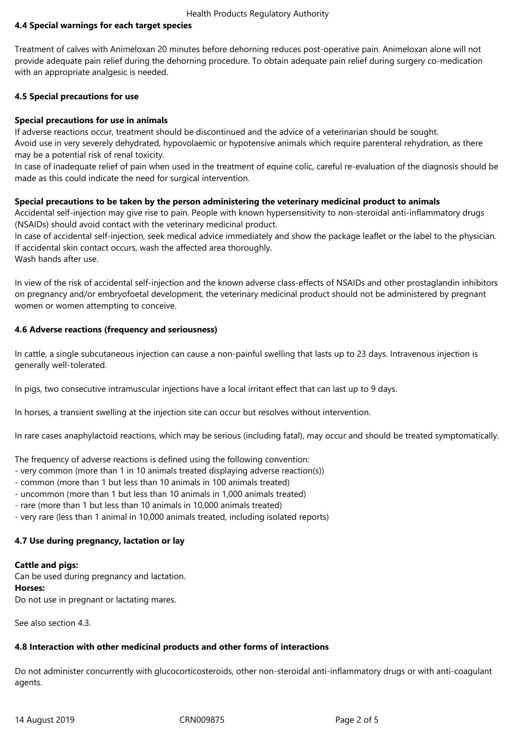**4.4 Special warnings for each target species**

Treatment of calves with Animeloxan 20 minutes before dehorning reduces post-operative pain. Animeloxan alone will not provide adequate pain relief during the dehorning procedure. To obtain adequate pain relief during surgery co-medication with an appropriate analgesic is needed.

**4.5 Special precautions for use**

**Special precautions for use in animals**

If adverse reactions occur, treatment should be discontinued and the advice of a veterinarian should be sought.
Avoid use in very severely dehydrated, hypovolaemic or hypotensive animals which require parenteral rehydration, as there may be a potential risk of renal toxicity.
In case of inadequate relief of pain when used in the treatment of equine colic, careful re-evaluation of the diagnosis should be made as this could indicate the need for surgical intervention.

**Special precautions to be taken by the person administering the veterinary medicinal product to animals**

Accidental self-injection may give rise to pain. People with known hypersensitivity to non-steroidal anti-inflammatory drugs (NSAIDs) should avoid contact with the veterinary medicinal product.
In case of accidental self-injection, seek medical advice immediately and show the package leaflet or the label to the physician.
If accidental skin contact occurs, wash the affected area thoroughly.
Wash hands after use.

In view of the risk of accidental self-injection and the known adverse class-effects of NSAIDs and other prostaglandin inhibitors on pregnancy and/or embryofoetal development, the veterinary medicinal product should not be administered by pregnant women or women attempting to conceive.

**4.6 Adverse reactions (frequency and seriousness)**

In cattle, a single subcutaneous injection can cause a non-painful swelling that lasts up to 23 days. Intravenous injection is generally well-tolerated.

In pigs, two consecutive intramuscular injections have a local irritant effect that can last up to 9 days.

In horses, a transient swelling at the injection site can occur but resolves without intervention.

In rare cases anaphylactoid reactions, which may be serious (including fatal), may occur and should be treated symptomatically.

The frequency of adverse reactions is defined using the following convention:
- very common (more than 1 in 10 animals treated displaying adverse reaction(s))
- common (more than 1 but less than 10 animals in 100 animals treated)
- uncommon (more than 1 but less than 10 animals in 1,000 animals treated)
- rare (more than 1 but less than 10 animals in 10,000 animals treated)
- very rare (less than 1 animal in 10,000 animals treated, including isolated reports)

**4.7 Use during pregnancy, lactation or lay**

**Cattle and pigs:**
Can be used during pregnancy and lactation.
**Horses:**
Do not use in pregnant or lactating mares.

See also section 4.3.

**4.8 Interaction with other medicinal products and other forms of interactions**

Do not administer concurrently with glucocorticosteroids, other non-steroidal anti-inflammatory drugs or with anti-coagulant agents.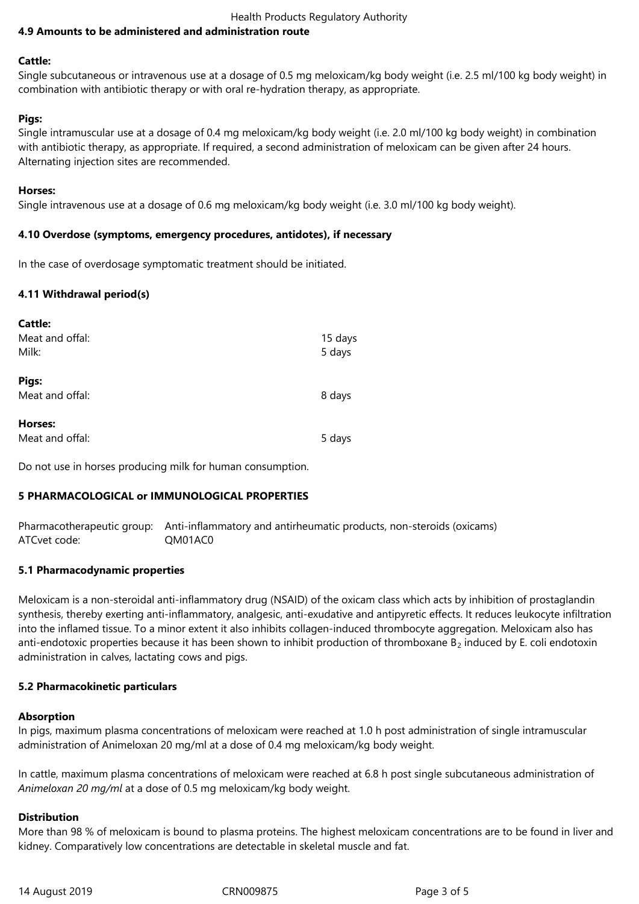#### 4.9 Amounts to be administered and administration route

**Cattle:**
Single subcutaneous or intravenous use at a dosage of 0.5 mg meloxicam/kg body weight (i.e. 2.5 ml/100 kg body weight) in combination with antibiotic therapy or with oral re-hydration therapy, as appropriate.

**Pigs:**
Single intramuscular use at a dosage of 0.4 mg meloxicam/kg body weight (i.e. 2.0 ml/100 kg body weight) in combination with antibiotic therapy, as appropriate. If required, a second administration of meloxicam can be given after 24 hours. Alternating injection sites are recommended.

**Horses:**
Single intravenous use at a dosage of 0.6 mg meloxicam/kg body weight (i.e. 3.0 ml/100 kg body weight).

#### 4.10 Overdose (symptoms, emergency procedures, antidotes), if necessary

In the case of overdosage symptomatic treatment should be initiated.

#### 4.11 Withdrawal period(s)

| | |
|---|---|
| **Cattle:** | |
| Meat and offal: | 15 days |
| Milk: | 5 days |
| **Pigs:** | |
| Meat and offal: | 8 days |
| **Horses:** | |
| Meat and offal: | 5 days |

Do not use in horses producing milk for human consumption.

## 5 PHARMACOLOGICAL or IMMUNOLOGICAL PROPERTIES

| | |
|---|---|
| Pharmacotherapeutic group: | Anti-inflammatory and antirheumatic products, non-steroids (oxicams) |
| ATCvet code: | QM01AC0 |

#### 5.1 Pharmacodynamic properties

Meloxicam is a non-steroidal anti-inflammatory drug (NSAID) of the oxicam class which acts by inhibition of prostaglandin synthesis, thereby exerting anti-inflammatory, analgesic, anti-exudative and antipyretic effects. It reduces leukocyte infiltration into the inflamed tissue. To a minor extent it also inhibits collagen-induced thrombocyte aggregation. Meloxicam also has anti-endotoxic properties because it has been shown to inhibit production of thromboxane $B_2$ induced by E. coli endotoxin administration in calves, lactating cows and pigs.

#### 5.2 Pharmacokinetic particulars

**Absorption**
In pigs, maximum plasma concentrations of meloxicam were reached at 1.0 h post administration of single intramuscular administration of Animeloxan 20 mg/ml at a dose of 0.4 mg meloxicam/kg body weight.

In cattle, maximum plasma concentrations of meloxicam were reached at 6.8 h post single subcutaneous administration of *Animeloxan 20 mg/ml* at a dose of 0.5 mg meloxicam/kg body weight.

**Distribution**
More than 98 % of meloxicam is bound to plasma proteins. The highest meloxicam concentrations are to be found in liver and kidney. Comparatively low concentrations are detectable in skeletal muscle and fat.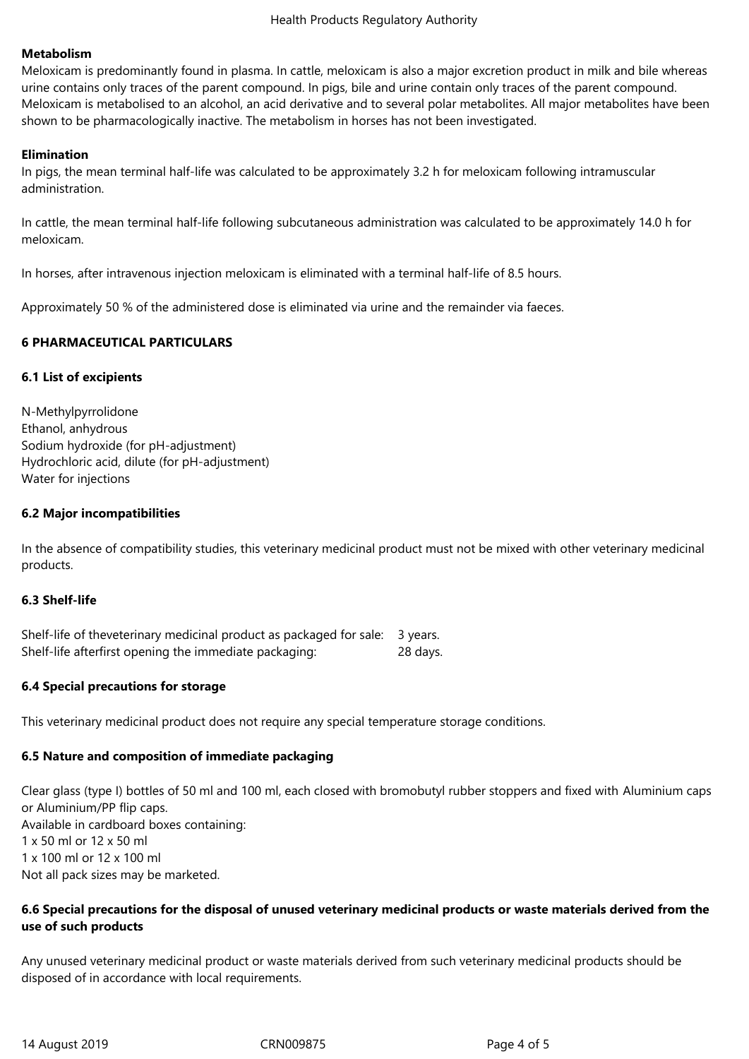**Metabolism**

Meloxicam is predominantly found in plasma. In cattle, meloxicam is also a major excretion product in milk and bile whereas urine contains only traces of the parent compound. In pigs, bile and urine contain only traces of the parent compound. Meloxicam is metabolised to an alcohol, an acid derivative and to several polar metabolites. All major metabolites have been shown to be pharmacologically inactive. The metabolism in horses has not been investigated.

**Elimination**

In pigs, the mean terminal half-life was calculated to be approximately 3.2 h for meloxicam following intramuscular administration.

In cattle, the mean terminal half-life following subcutaneous administration was calculated to be approximately 14.0 h for meloxicam.

In horses, after intravenous injection meloxicam is eliminated with a terminal half-life of 8.5 hours.

Approximately 50 % of the administered dose is eliminated via urine and the remainder via faeces.

## 6 PHARMACEUTICAL PARTICULARS

### 6.1 List of excipients

N-Methylpyrrolidone
Ethanol, anhydrous
Sodium hydroxide (for pH-adjustment)
Hydrochloric acid, dilute (for pH-adjustment)
Water for injections

### 6.2 Major incompatibilities

In the absence of compatibility studies, this veterinary medicinal product must not be mixed with other veterinary medicinal products.

### 6.3 Shelf-life

Shelf-life of theveterinary medicinal product as packaged for sale: 3 years.
Shelf-life afterfirst opening the immediate packaging: 28 days.

### 6.4 Special precautions for storage

This veterinary medicinal product does not require any special temperature storage conditions.

### 6.5 Nature and composition of immediate packaging

Clear glass (type I) bottles of 50 ml and 100 ml, each closed with bromobutyl rubber stoppers and fixed with Aluminium caps or Aluminium/PP flip caps.
Available in cardboard boxes containing:
1 x 50 ml or 12 x 50 ml
1 x 100 ml or 12 x 100 ml
Not all pack sizes may be marketed.

### 6.6 Special precautions for the disposal of unused veterinary medicinal products or waste materials derived from the use of such products

Any unused veterinary medicinal product or waste materials derived from such veterinary medicinal products should be disposed of in accordance with local requirements.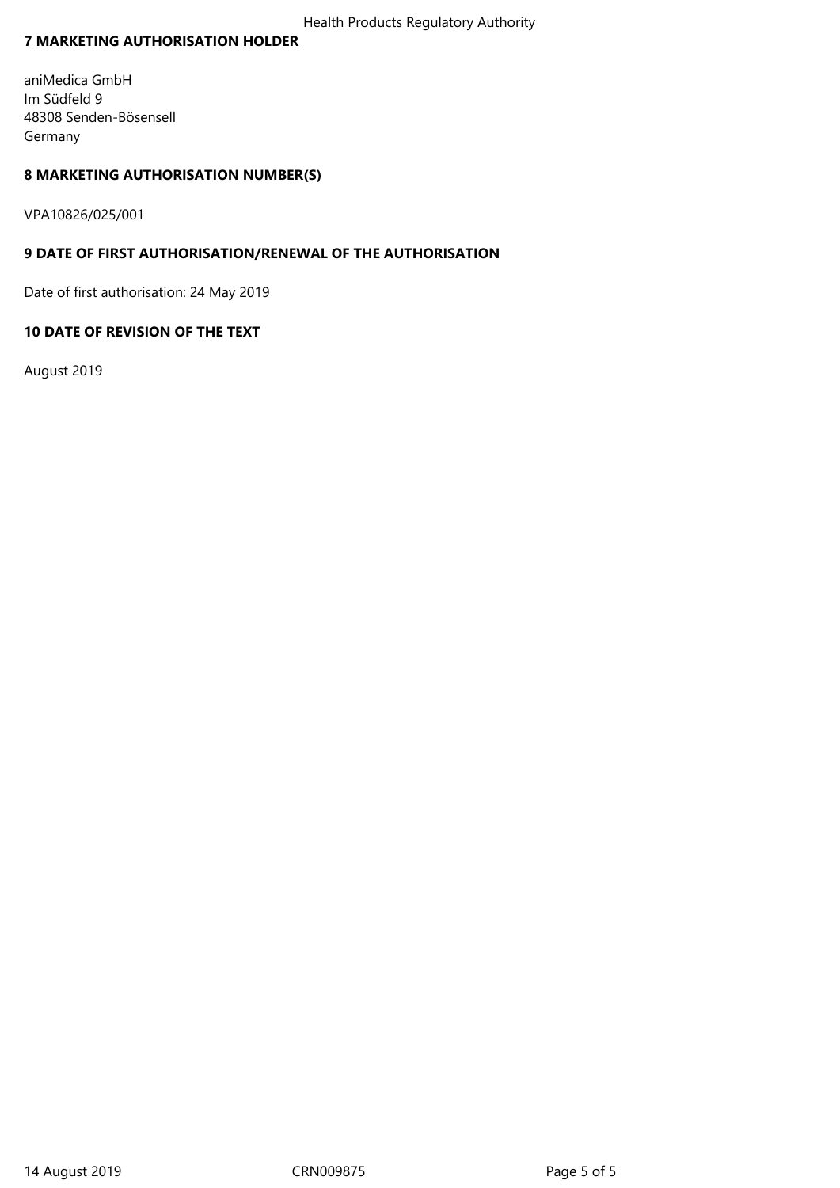## 7 MARKETING AUTHORISATION HOLDER

aniMedica GmbH
Im Südfeld 9
48308 Senden-Bösensell
Germany

## 8 MARKETING AUTHORISATION NUMBER(S)

VPA10826/025/001

## 9 DATE OF FIRST AUTHORISATION/RENEWAL OF THE AUTHORISATION

Date of first authorisation: 24 May 2019

## 10 DATE OF REVISION OF THE TEXT

August 2019